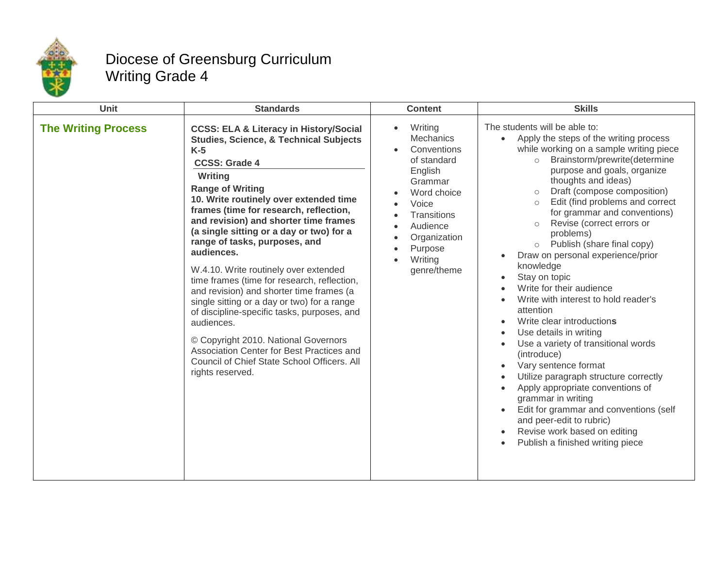# Diocese of Greensburg Curriculum
## Writing Grade 4

| Unit | Standards | Content | Skills |
|---|---|---|---|
| **The Writing Process** | **CCSS: ELA & Literacy in History/Social Studies, Science, & Technical Subjects K-5**<br>**CCSS: Grade 4**<br>**Writing**<br>**Range of Writing**<br>**10. Write routinely over extended time frames (time for research, reflection, and revision) and shorter time frames (a single sitting or a day or two) for a range of tasks, purposes, and audiences.**<br><br>W.4.10. Write routinely over extended time frames (time for research, reflection, and revision) and shorter time frames (a single sitting or a day or two) for a range of discipline-specific tasks, purposes, and audiences.<br><br>© Copyright 2010. National Governors Association Center for Best Practices and Council of Chief State School Officers. All rights reserved. | • Writing Mechanics<br>• Conventions of standard English Grammar<br>• Word choice<br>• Voice<br>• Transitions<br>• Audience<br>• Organization<br>• Purpose<br>• Writing genre/theme | The students will be able to:<br>• Apply the steps of the writing process while working on a sample writing piece<br>&nbsp;&nbsp;&nbsp;&nbsp;○ Brainstorm/prewrite(determine purpose and goals, organize thoughts and ideas)<br>&nbsp;&nbsp;&nbsp;&nbsp;○ Draft (compose composition)<br>&nbsp;&nbsp;&nbsp;&nbsp;○ Edit (find problems and correct for grammar and conventions)<br>&nbsp;&nbsp;&nbsp;&nbsp;○ Revise (correct errors or problems)<br>&nbsp;&nbsp;&nbsp;&nbsp;○ Publish (share final copy)<br>• Draw on personal experience/prior knowledge<br>• Stay on topic<br>• Write for their audience<br>• Write with interest to hold reader's attention<br>• Write clear introductions<br>• Use details in writing<br>• Use a variety of transitional words (introduce)<br>• Vary sentence format<br>• Utilize paragraph structure correctly<br>• Apply appropriate conventions of grammar in writing<br>• Edit for grammar and conventions (self and peer-edit to rubric)<br>• Revise work based on editing<br>• Publish a finished writing piece |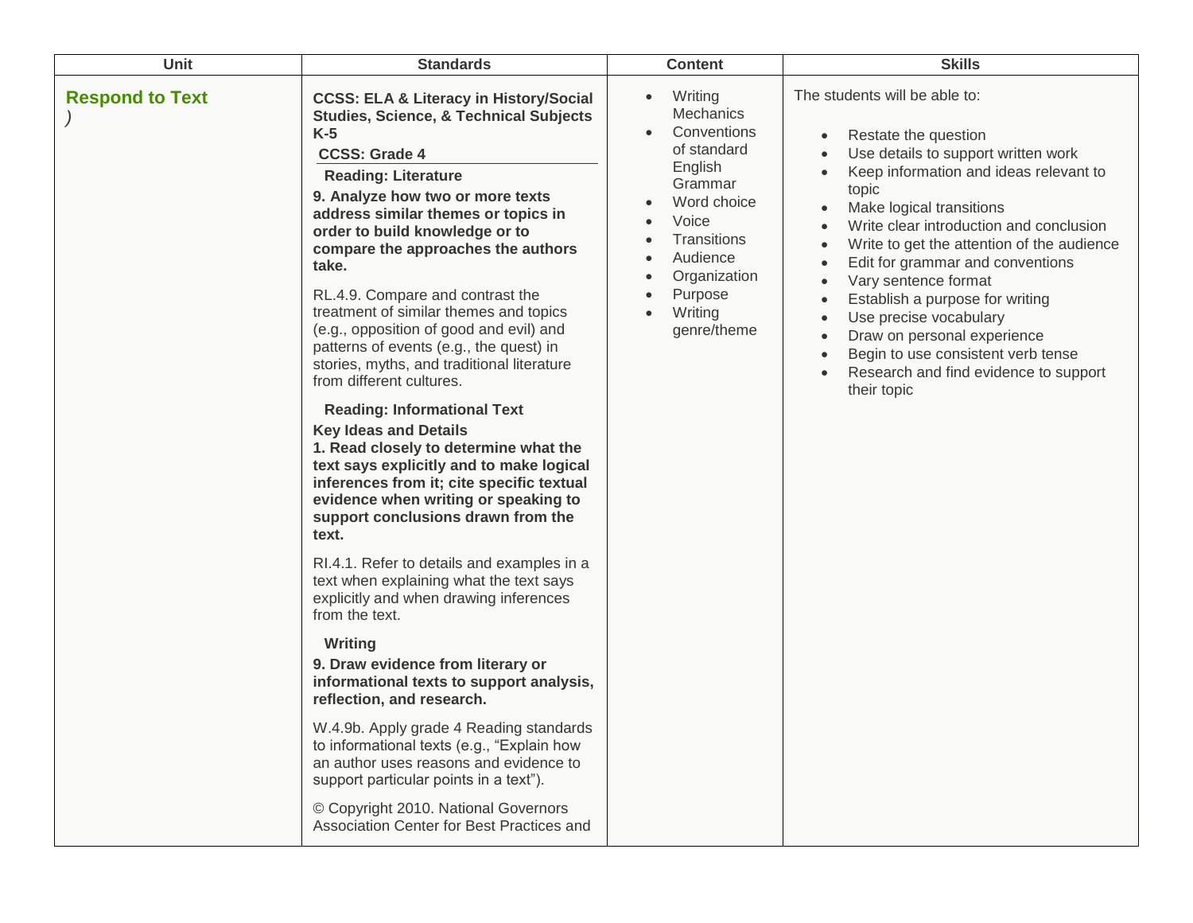| Unit | Standards | Content | Skills |
|---|---|---|---|
| **Respond to Text** ) | **CCSS: ELA & Literacy in History/Social Studies, Science, & Technical Subjects K-5**<br>**CCSS: Grade 4**<br>**Reading: Literature**<br>**9. Analyze how two or more texts address similar themes or topics in order to build knowledge or to compare the approaches the authors take.**<br>RL.4.9. Compare and contrast the treatment of similar themes and topics (e.g., opposition of good and evil) and patterns of events (e.g., the quest) in stories, myths, and traditional literature from different cultures.<br>**Reading: Informational Text**<br>**Key Ideas and Details**<br>**1. Read closely to determine what the text says explicitly and to make logical inferences from it; cite specific textual evidence when writing or speaking to support conclusions drawn from the text.**<br>RI.4.1. Refer to details and examples in a text when explaining what the text says explicitly and when drawing inferences from the text.<br>**Writing**<br>**9. Draw evidence from literary or informational texts to support analysis, reflection, and research.**<br>W.4.9b. Apply grade 4 Reading standards to informational texts (e.g., "Explain how an author uses reasons and evidence to support particular points in a text").<br>© Copyright 2010. National Governors Association Center for Best Practices and | • Writing Mechanics<br>• Conventions of standard English Grammar<br>• Word choice<br>• Voice<br>• Transitions<br>• Audience<br>• Organization<br>• Purpose<br>• Writing genre/theme | The students will be able to:<br>• Restate the question<br>• Use details to support written work<br>• Keep information and ideas relevant to topic<br>• Make logical transitions<br>• Write clear introduction and conclusion<br>• Write to get the attention of the audience<br>• Edit for grammar and conventions<br>• Vary sentence format<br>• Establish a purpose for writing<br>• Use precise vocabulary<br>• Draw on personal experience<br>• Begin to use consistent verb tense<br>• Research and find evidence to support their topic |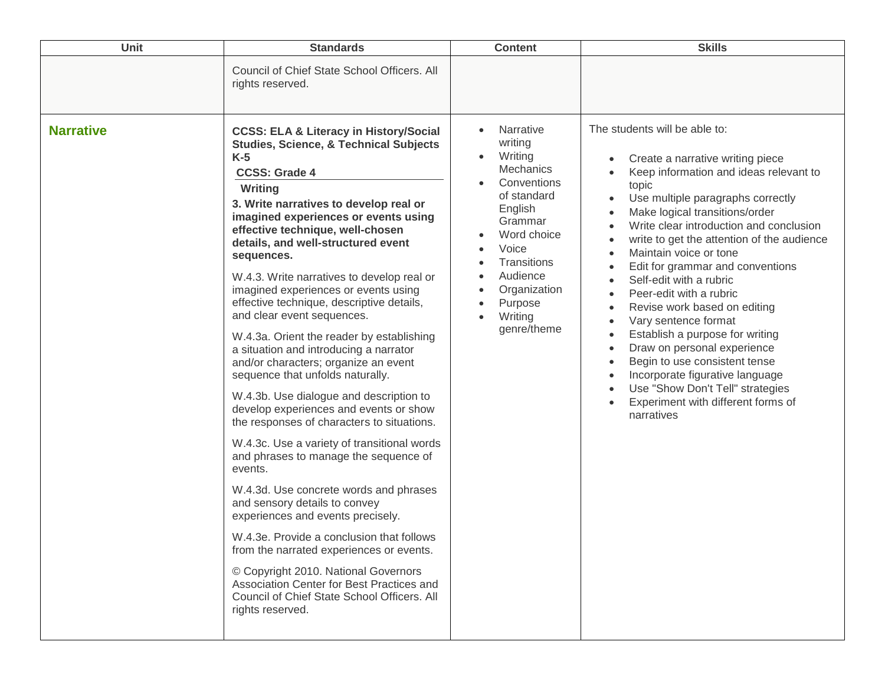| Unit | Standards | Content | Skills |
|---|---|---|---|
| | Council of Chief State School Officers. All rights reserved. | | |
| **Narrative** | **CCSS: ELA & Literacy in History/Social Studies, Science, & Technical Subjects K-5**<br>**CCSS: Grade 4**<br>**Writing**<br>**3. Write narratives to develop real or imagined experiences or events using effective technique, well-chosen details, and well-structured event sequences.**<br><br>W.4.3. Write narratives to develop real or imagined experiences or events using effective technique, descriptive details, and clear event sequences.<br><br>W.4.3a. Orient the reader by establishing a situation and introducing a narrator and/or characters; organize an event sequence that unfolds naturally.<br><br>W.4.3b. Use dialogue and description to develop experiences and events or show the responses of characters to situations.<br><br>W.4.3c. Use a variety of transitional words and phrases to manage the sequence of events.<br><br>W.4.3d. Use concrete words and phrases and sensory details to convey experiences and events precisely.<br><br>W.4.3e. Provide a conclusion that follows from the narrated experiences or events.<br><br>© Copyright 2010. National Governors Association Center for Best Practices and Council of Chief State School Officers. All rights reserved. | • Narrative writing<br>• Writing Mechanics<br>• Conventions of standard English Grammar<br>• Word choice<br>• Voice<br>• Transitions<br>• Audience<br>• Organization<br>• Purpose<br>• Writing genre/theme | The students will be able to:<br><br>• Create a narrative writing piece<br>• Keep information and ideas relevant to topic<br>• Use multiple paragraphs correctly<br>• Make logical transitions/order<br>• Write clear introduction and conclusion<br>• write to get the attention of the audience<br>• Maintain voice or tone<br>• Edit for grammar and conventions<br>• Self-edit with a rubric<br>• Peer-edit with a rubric<br>• Revise work based on editing<br>• Vary sentence format<br>• Establish a purpose for writing<br>• Draw on personal experience<br>• Begin to use consistent tense<br>• Incorporate figurative language<br>• Use "Show Don't Tell" strategies<br>• Experiment with different forms of narratives |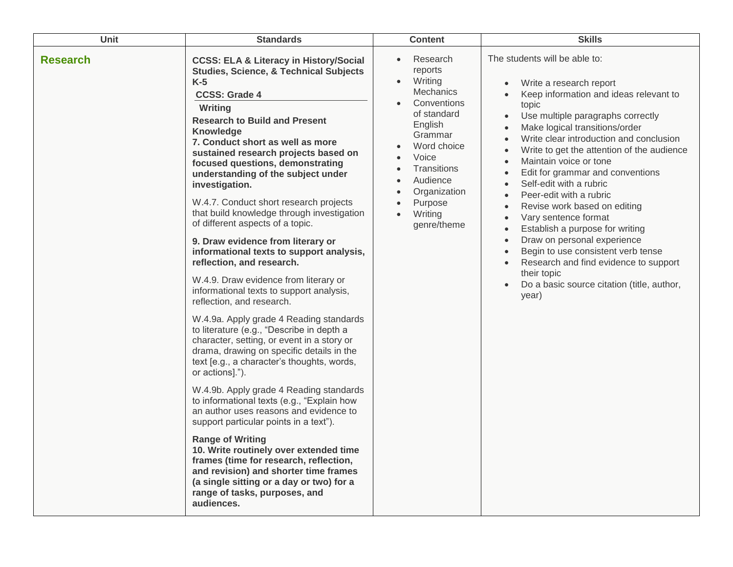| Unit | Standards | Content | Skills |
| --- | --- | --- | --- |
| **Research** | **CCSS: ELA & Literacy in History/Social Studies, Science, & Technical Subjects K-5**<br>**CCSS: Grade 4**<br>**Writing**<br>**Research to Build and Present Knowledge**<br>**7. Conduct short as well as more sustained research projects based on focused questions, demonstrating understanding of the subject under investigation.**<br><br>W.4.7. Conduct short research projects that build knowledge through investigation of different aspects of a topic.<br><br>**9. Draw evidence from literary or informational texts to support analysis, reflection, and research.**<br><br>W.4.9. Draw evidence from literary or informational texts to support analysis, reflection, and research.<br><br>W.4.9a. Apply grade 4 Reading standards to literature (e.g., "Describe in depth a character, setting, or event in a story or drama, drawing on specific details in the text [e.g., a character's thoughts, words, or actions].").<br><br>W.4.9b. Apply grade 4 Reading standards to informational texts (e.g., "Explain how an author uses reasons and evidence to support particular points in a text").<br><br>**Range of Writing**<br>**10. Write routinely over extended time frames (time for research, reflection, and revision) and shorter time frames (a single sitting or a day or two) for a range of tasks, purposes, and audiences.** | • Research reports<br>• Writing Mechanics<br>• Conventions of standard English Grammar<br>• Word choice<br>• Voice<br>• Transitions<br>• Audience<br>• Organization<br>• Purpose<br>• Writing genre/theme | The students will be able to:<br><br>• Write a research report<br>• Keep information and ideas relevant to topic<br>• Use multiple paragraphs correctly<br>• Make logical transitions/order<br>• Write clear introduction and conclusion<br>• Write to get the attention of the audience<br>• Maintain voice or tone<br>• Edit for grammar and conventions<br>• Self-edit with a rubric<br>• Peer-edit with a rubric<br>• Revise work based on editing<br>• Vary sentence format<br>• Establish a purpose for writing<br>• Draw on personal experience<br>• Begin to use consistent verb tense<br>• Research and find evidence to support their topic<br>• Do a basic source citation (title, author, year) |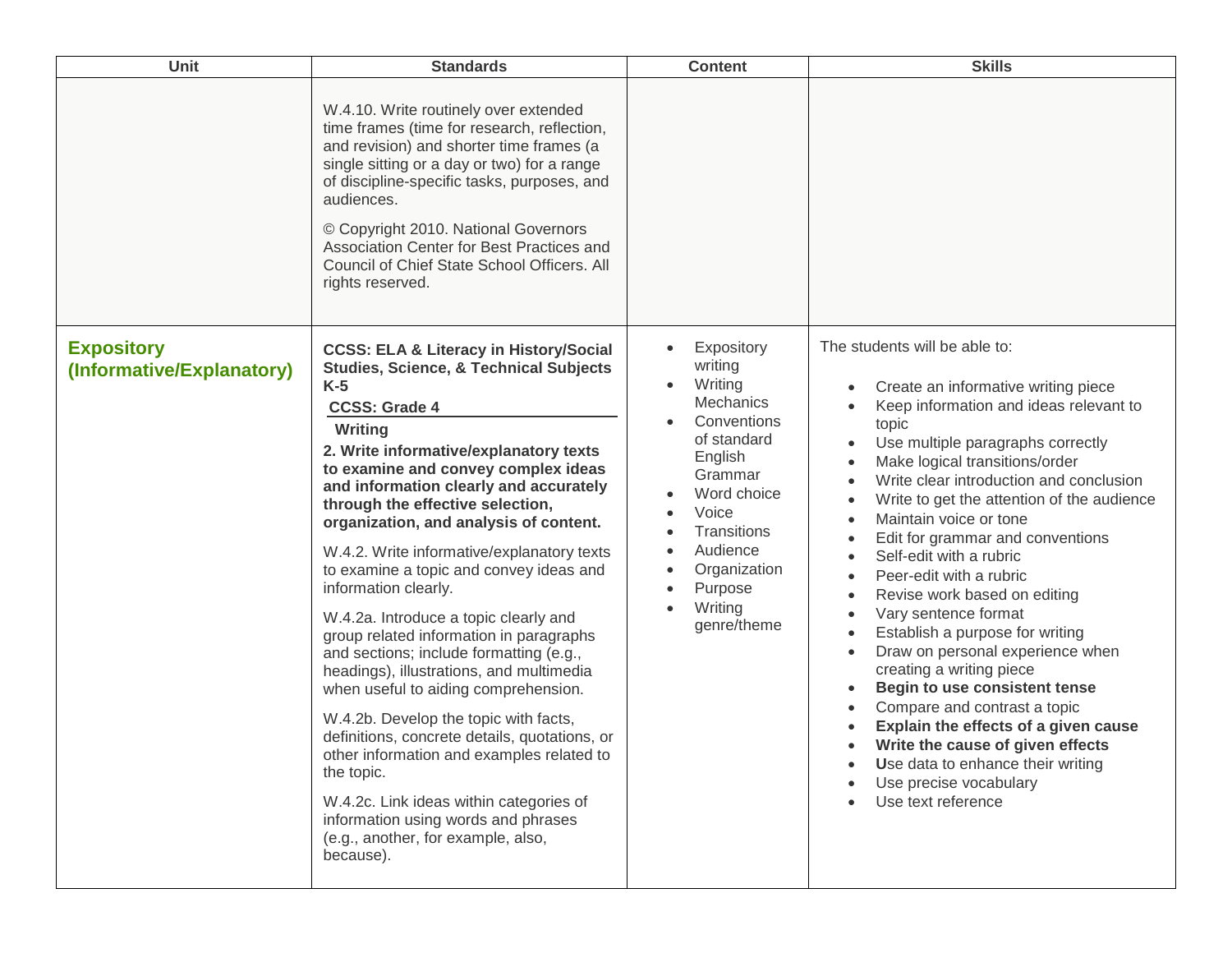| Unit | Standards | Content | Skills |
|---|---|---|---|
| | W.4.10. Write routinely over extended time frames (time for research, reflection, and revision) and shorter time frames (a single sitting or a day or two) for a range of discipline-specific tasks, purposes, and audiences.<br><br>© Copyright 2010. National Governors Association Center for Best Practices and Council of Chief State School Officers. All rights reserved. | | |
| **Expository (Informative/Explanatory)** | **CCSS: ELA & Literacy in History/Social Studies, Science, & Technical Subjects K-5**<br>**CCSS: Grade 4**<br>**Writing**<br>**2. Write informative/explanatory texts to examine and convey complex ideas and information clearly and accurately through the effective selection, organization, and analysis of content.**<br><br>W.4.2. Write informative/explanatory texts to examine a topic and convey ideas and information clearly.<br><br>W.4.2a. Introduce a topic clearly and group related information in paragraphs and sections; include formatting (e.g., headings), illustrations, and multimedia when useful to aiding comprehension.<br><br>W.4.2b. Develop the topic with facts, definitions, concrete details, quotations, or other information and examples related to the topic.<br><br>W.4.2c. Link ideas within categories of information using words and phrases (e.g., another, for example, also, because). | • Expository writing<br>• Writing Mechanics<br>• Conventions of standard English Grammar<br>• Word choice<br>• Voice<br>• Transitions<br>• Audience<br>• Organization<br>• Purpose<br>• Writing genre/theme | The students will be able to:<br><br>• Create an informative writing piece<br>• Keep information and ideas relevant to topic<br>• Use multiple paragraphs correctly<br>• Make logical transitions/order<br>• Write clear introduction and conclusion<br>• Write to get the attention of the audience<br>• Maintain voice or tone<br>• Edit for grammar and conventions<br>• Self-edit with a rubric<br>• Peer-edit with a rubric<br>• Revise work based on editing<br>• Vary sentence format<br>• Establish a purpose for writing<br>• Draw on personal experience when creating a writing piece<br>• **Begin to use consistent tense**<br>• Compare and contrast a topic<br>• **Explain the effects of a given cause**<br>• **Write the cause of given effects**<br>• **U**se data to enhance their writing<br>• Use precise vocabulary<br>• Use text reference |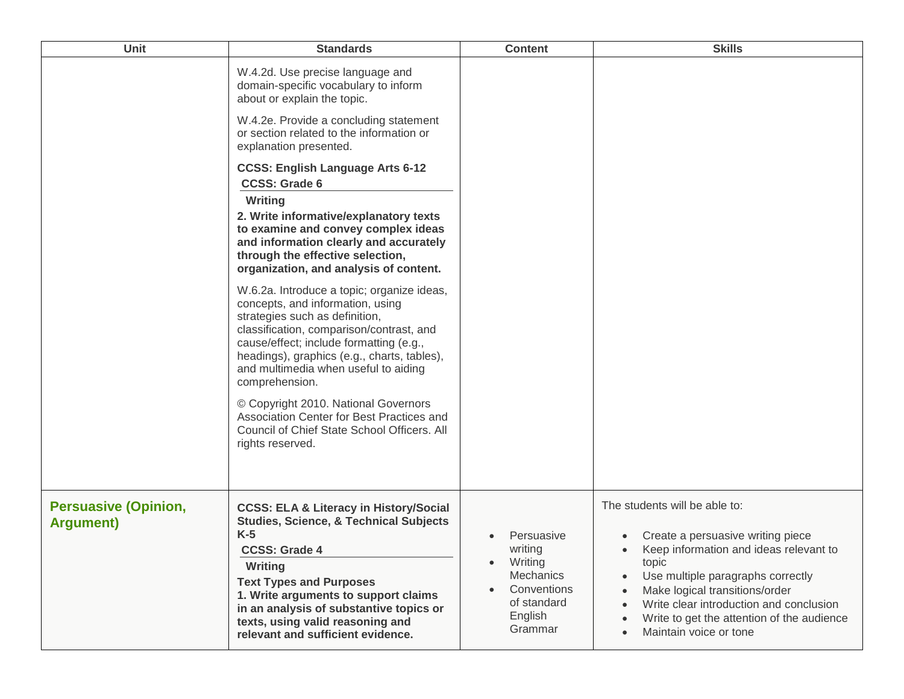| Unit | Standards | Content | Skills |
| --- | --- | --- | --- |
| | W.4.2d. Use precise language and domain-specific vocabulary to inform about or explain the topic.<br><br>W.4.2e. Provide a concluding statement or section related to the information or explanation presented.<br><br>**CCSS: English Language Arts 6-12**<br>**CCSS: Grade 6**<br>**Writing**<br>**2. Write informative/explanatory texts to examine and convey complex ideas and information clearly and accurately through the effective selection, organization, and analysis of content.**<br><br>W.6.2a. Introduce a topic; organize ideas, concepts, and information, using strategies such as definition, classification, comparison/contrast, and cause/effect; include formatting (e.g., headings), graphics (e.g., charts, tables), and multimedia when useful to aiding comprehension.<br><br>© Copyright 2010. National Governors Association Center for Best Practices and Council of Chief State School Officers. All rights reserved. | | |
| **Persuasive (Opinion, Argument)** | **CCSS: ELA & Literacy in History/Social Studies, Science, & Technical Subjects K-5**<br>**CCSS: Grade 4**<br>**Writing**<br>**Text Types and Purposes**<br>**1. Write arguments to support claims in an analysis of substantive topics or texts, using valid reasoning and relevant and sufficient evidence.** | • Persuasive writing<br>• Writing Mechanics<br>• Conventions of standard English Grammar | The students will be able to:<br><br>• Create a persuasive writing piece<br>• Keep information and ideas relevant to topic<br>• Use multiple paragraphs correctly<br>• Make logical transitions/order<br>• Write clear introduction and conclusion<br>• Write to get the attention of the audience<br>• Maintain voice or tone |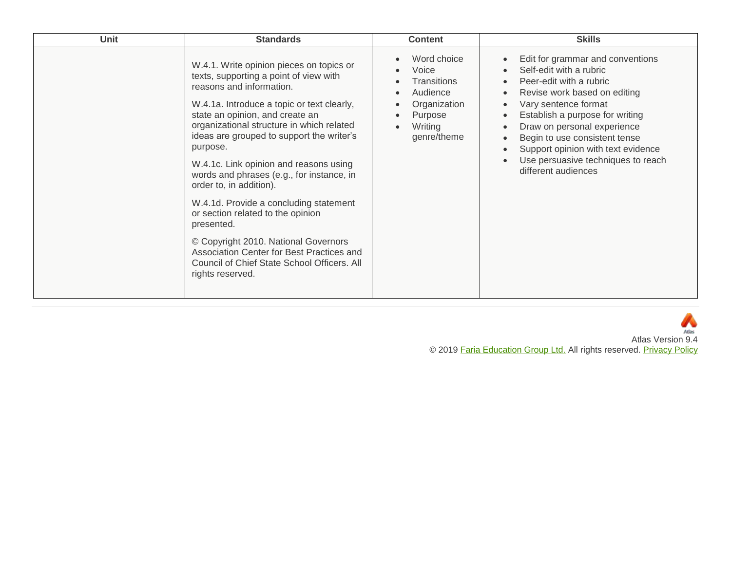| Unit | Standards | Content | Skills |
|---|---|---|---|
| | W.4.1. Write opinion pieces on topics or texts, supporting a point of view with reasons and information.<br><br>W.4.1a. Introduce a topic or text clearly, state an opinion, and create an organizational structure in which related ideas are grouped to support the writer's purpose.<br><br>W.4.1c. Link opinion and reasons using words and phrases (e.g., for instance, in order to, in addition).<br><br>W.4.1d. Provide a concluding statement or section related to the opinion presented.<br><br>© Copyright 2010. National Governors Association Center for Best Practices and Council of Chief State School Officers. All rights reserved. | • Word choice<br>• Voice<br>• Transitions<br>• Audience<br>• Organization<br>• Purpose<br>• Writing genre/theme | • Edit for grammar and conventions<br>• Self-edit with a rubric<br>• Peer-edit with a rubric<br>• Revise work based on editing<br>• Vary sentence format<br>• Establish a purpose for writing<br>• Draw on personal experience<br>• Begin to use consistent tense<br>• Support opinion with text evidence<br>• Use persuasive techniques to reach different audiences |

Atlas Version 9.4
© 2019 Faria Education Group Ltd. All rights reserved. Privacy Policy